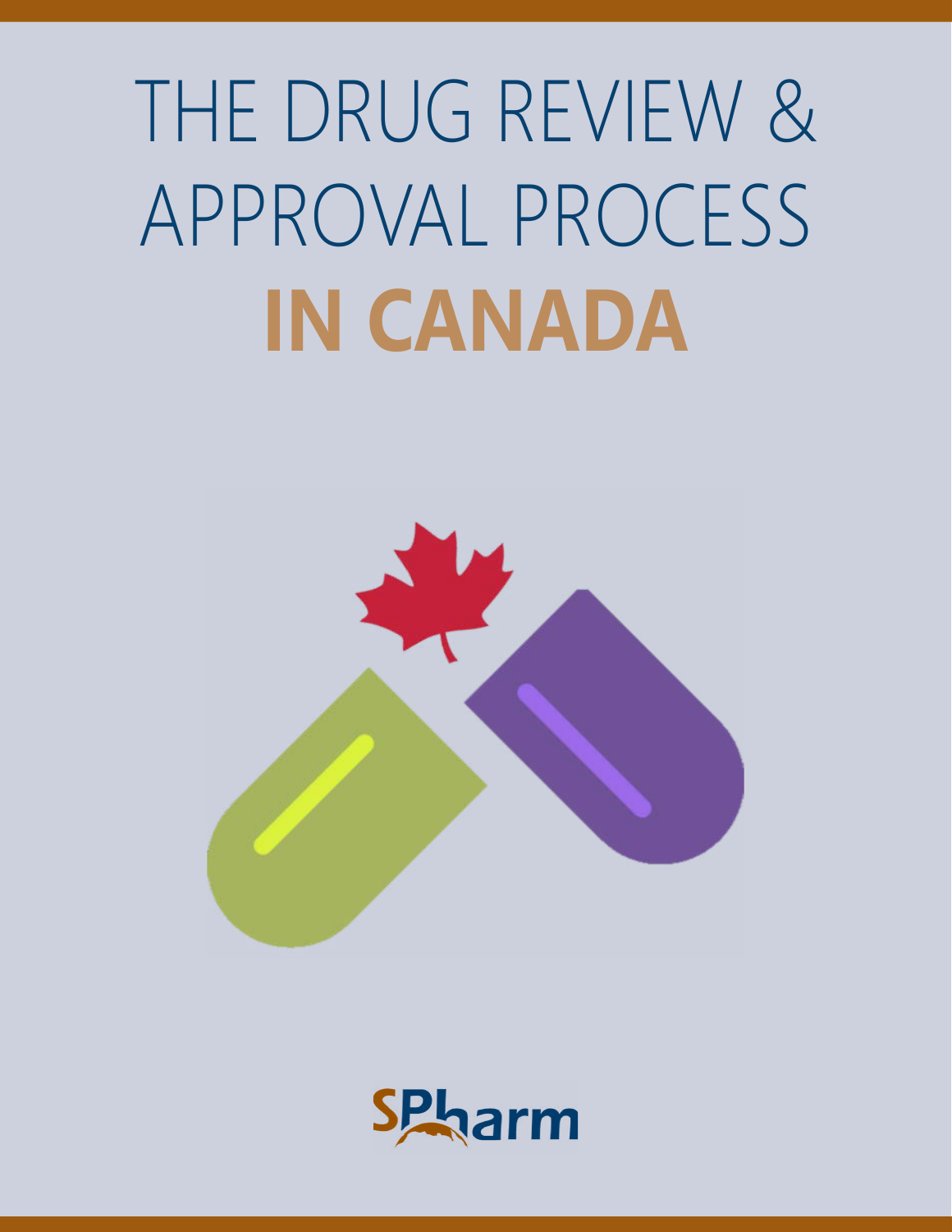# THE DRUG REVIEW & APPROVAL PROCESS **IN CANADA**

SPharm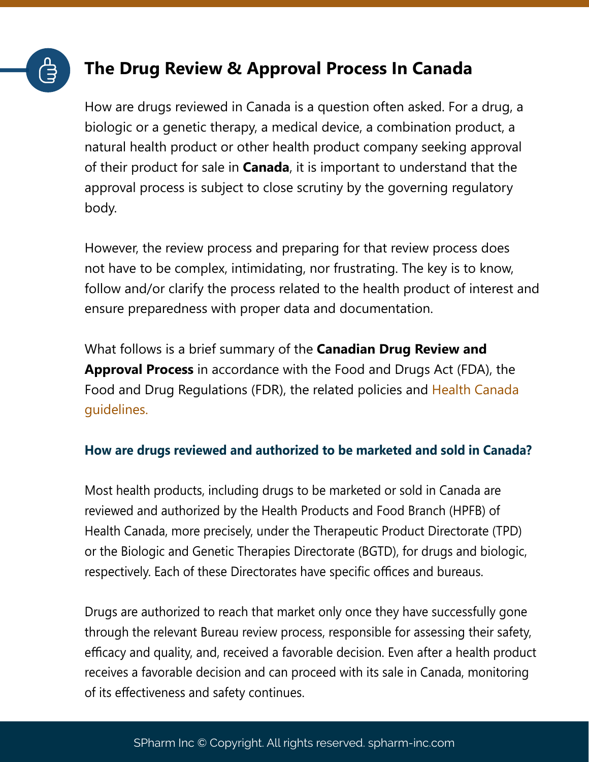## The Drug Review & Approval Process In Canada

How are drugs reviewed in Canada is a question often asked. For a drug, a biologic or a genetic therapy, a medical device, a combination product, a natural health product or other health product company seeking approval of their product for sale in **Canada**, it is important to understand that the approval process is subject to close scrutiny by the governing regulatory body.

However, the review process and preparing for that review process does not have to be complex, intimidating, nor frustrating. The key is to know, follow and/or clarify the process related to the health product of interest and ensure preparedness with proper data and documentation.

What follows is a brief summary of the **Canadian Drug Review and Approval Process** in accordance with the Food and Drugs Act (FDA), the Food and Drug Regulations (FDR), the related policies and Health Canada guidelines.

### How are drugs reviewed and authorized to be marketed and sold in Canada?

Most health products, including drugs to be marketed or sold in Canada are reviewed and authorized by the Health Products and Food Branch (HPFB) of Health Canada, more precisely, under the Therapeutic Product Directorate (TPD) or the Biologic and Genetic Therapies Directorate (BGTD), for drugs and biologic, respectively. Each of these Directorates have specific offices and bureaus.

Drugs are authorized to reach that market only once they have successfully gone through the relevant Bureau review process, responsible for assessing their safety, efficacy and quality, and, received a favorable decision. Even after a health product receives a favorable decision and can proceed with its sale in Canada, monitoring of its effectiveness and safety continues.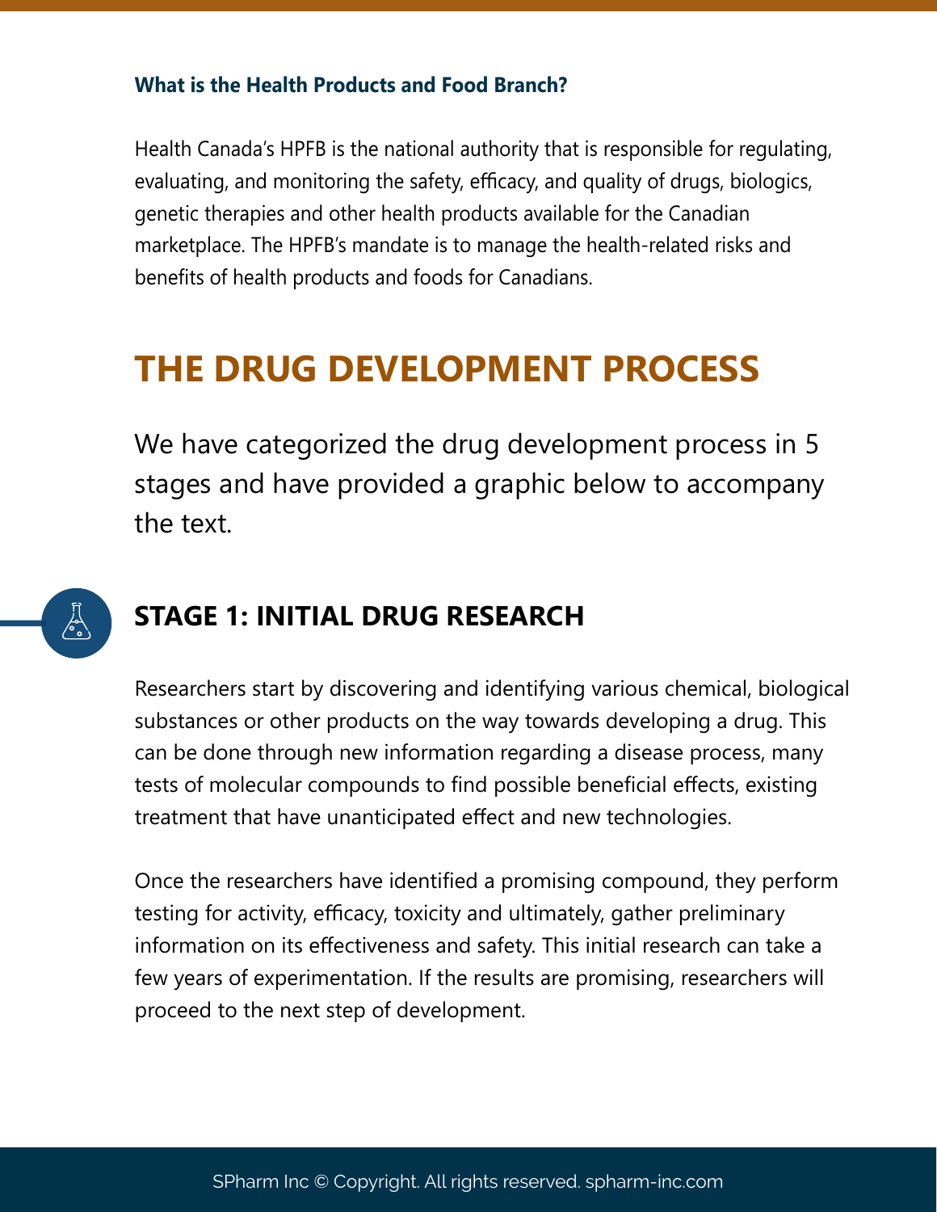### What is the Health Products and Food Branch?

Health Canada's HPFB is the national authority that is responsible for regulating, evaluating, and monitoring the safety, efficacy, and quality of drugs, biologics, genetic therapies and other health products available for the Canadian marketplace. The HPFB's mandate is to manage the health-related risks and benefits of health products and foods for Canadians.

# THE DRUG DEVELOPMENT PROCESS

We have categorized the drug development process in 5 stages and have provided a graphic below to accompany the text.

## STAGE 1: INITIAL DRUG RESEARCH

Researchers start by discovering and identifying various chemical, biological substances or other products on the way towards developing a drug. This can be done through new information regarding a disease process, many tests of molecular compounds to find possible beneficial effects, existing treatment that have unanticipated effect and new technologies.

Once the researchers have identified a promising compound, they perform testing for activity, efficacy, toxicity and ultimately, gather preliminary information on its effectiveness and safety. This initial research can take a few years of experimentation. If the results are promising, researchers will proceed to the next step of development.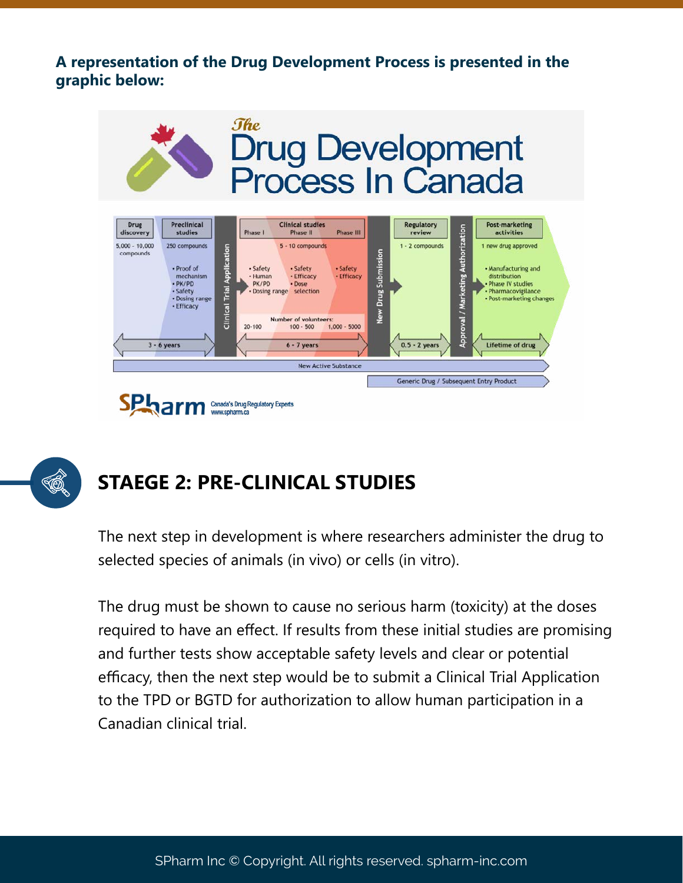**A representation of the Drug Development Process is presented in the graphic below:**

## STAEGE 2: PRE-CLINICAL STUDIES

The next step in development is where researchers administer the drug to selected species of animals (in vivo) or cells (in vitro).

The drug must be shown to cause no serious harm (toxicity) at the doses required to have an effect. If results from these initial studies are promising and further tests show acceptable safety levels and clear or potential efficacy, then the next step would be to submit a Clinical Trial Application to the TPD or BGTD for authorization to allow human participation in a Canadian clinical trial.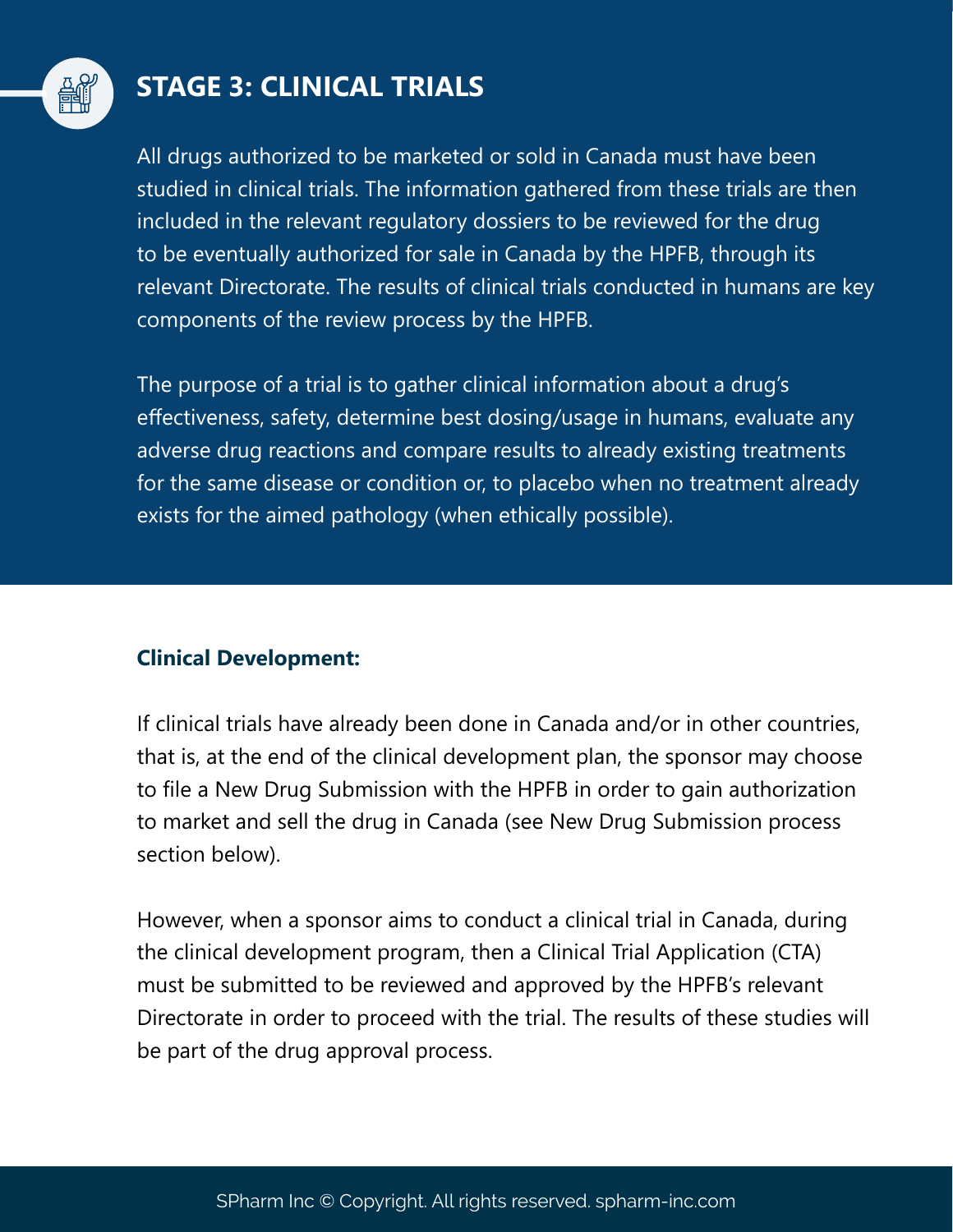## STAGE 3: CLINICAL TRIALS

All drugs authorized to be marketed or sold in Canada must have been studied in clinical trials. The information gathered from these trials are then included in the relevant regulatory dossiers to be reviewed for the drug to be eventually authorized for sale in Canada by the HPFB, through its relevant Directorate. The results of clinical trials conducted in humans are key components of the review process by the HPFB.

The purpose of a trial is to gather clinical information about a drug's effectiveness, safety, determine best dosing/usage in humans, evaluate any adverse drug reactions and compare results to already existing treatments for the same disease or condition or, to placebo when no treatment already exists for the aimed pathology (when ethically possible).

### Clinical Development:

If clinical trials have already been done in Canada and/or in other countries, that is, at the end of the clinical development plan, the sponsor may choose to file a New Drug Submission with the HPFB in order to gain authorization to market and sell the drug in Canada (see New Drug Submission process section below).

However, when a sponsor aims to conduct a clinical trial in Canada, during the clinical development program, then a Clinical Trial Application (CTA) must be submitted to be reviewed and approved by the HPFB's relevant Directorate in order to proceed with the trial. The results of these studies will be part of the drug approval process.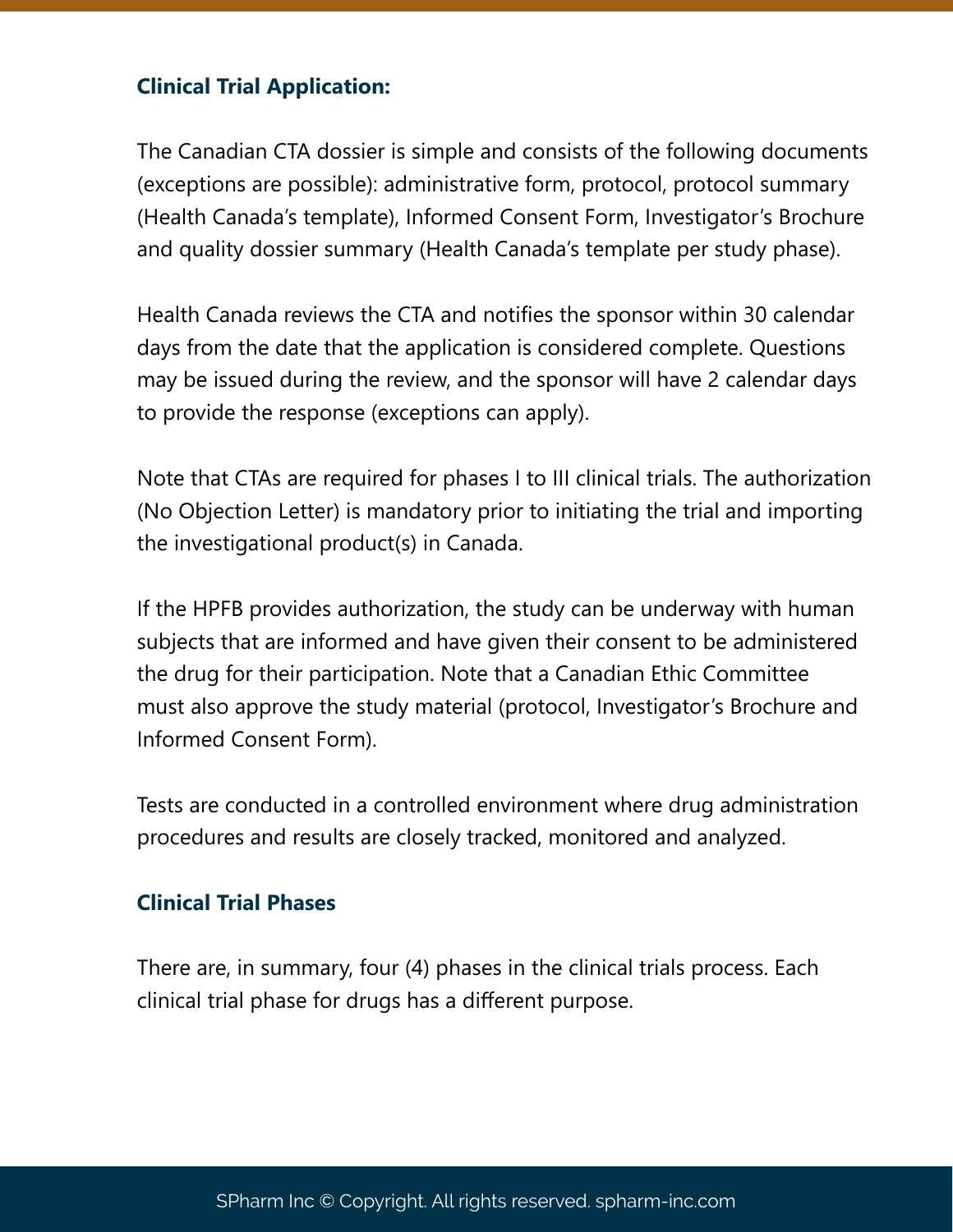### Clinical Trial Application:

The Canadian CTA dossier is simple and consists of the following documents (exceptions are possible): administrative form, protocol, protocol summary (Health Canada's template), Informed Consent Form, Investigator's Brochure and quality dossier summary (Health Canada's template per study phase).

Health Canada reviews the CTA and notifies the sponsor within 30 calendar days from the date that the application is considered complete. Questions may be issued during the review, and the sponsor will have 2 calendar days to provide the response (exceptions can apply).

Note that CTAs are required for phases I to III clinical trials. The authorization (No Objection Letter) is mandatory prior to initiating the trial and importing the investigational product(s) in Canada.

If the HPFB provides authorization, the study can be underway with human subjects that are informed and have given their consent to be administered the drug for their participation. Note that a Canadian Ethic Committee must also approve the study material (protocol, Investigator's Brochure and Informed Consent Form).

Tests are conducted in a controlled environment where drug administration procedures and results are closely tracked, monitored and analyzed.

### Clinical Trial Phases

There are, in summary, four (4) phases in the clinical trials process. Each clinical trial phase for drugs has a different purpose.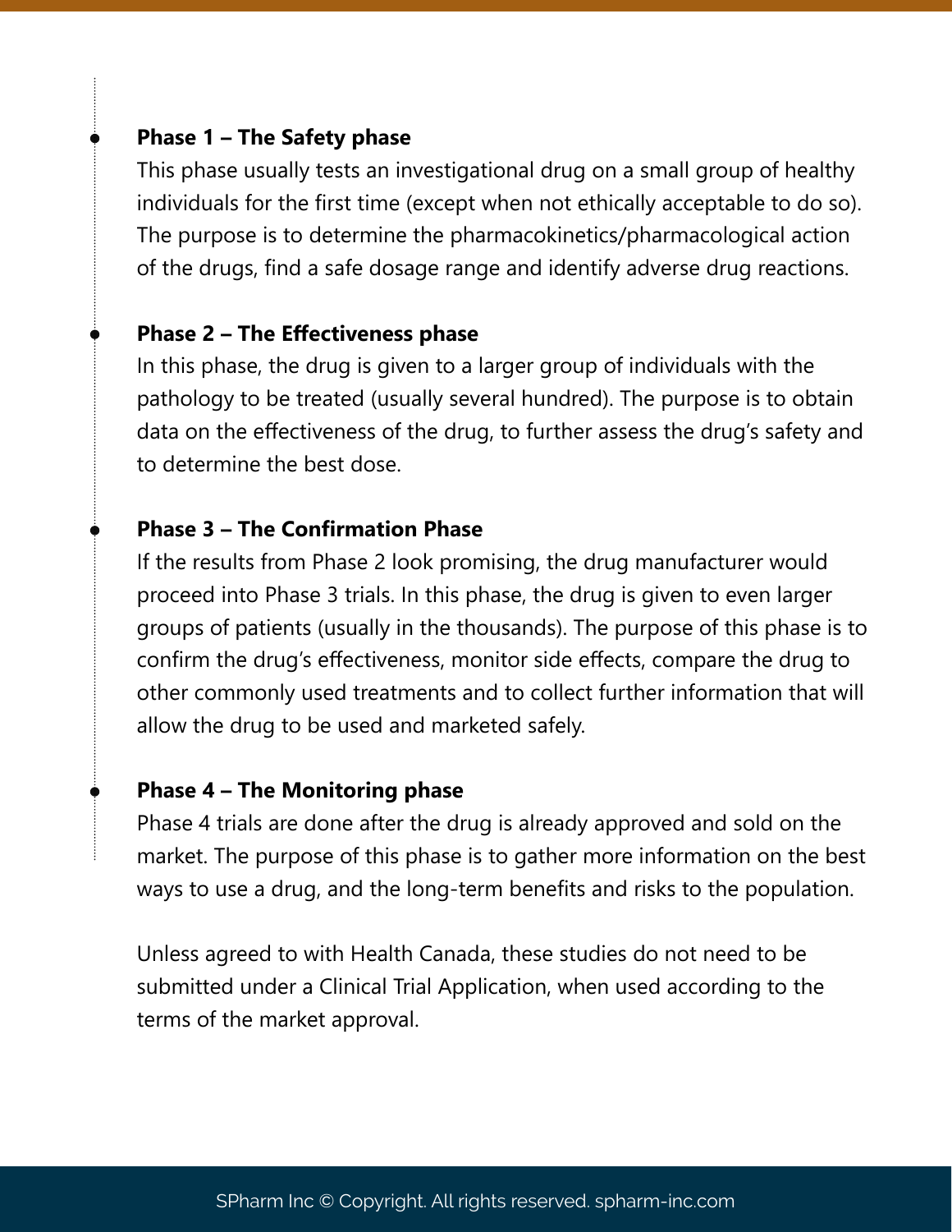- **Phase 1 – The Safety phase**
  This phase usually tests an investigational drug on a small group of healthy individuals for the first time (except when not ethically acceptable to do so). The purpose is to determine the pharmacokinetics/pharmacological action of the drugs, find a safe dosage range and identify adverse drug reactions.

- **Phase 2 – The Effectiveness phase**
  In this phase, the drug is given to a larger group of individuals with the pathology to be treated (usually several hundred). The purpose is to obtain data on the effectiveness of the drug, to further assess the drug's safety and to determine the best dose.

- **Phase 3 – The Confirmation Phase**
  If the results from Phase 2 look promising, the drug manufacturer would proceed into Phase 3 trials. In this phase, the drug is given to even larger groups of patients (usually in the thousands). The purpose of this phase is to confirm the drug's effectiveness, monitor side effects, compare the drug to other commonly used treatments and to collect further information that will allow the drug to be used and marketed safely.

- **Phase 4 – The Monitoring phase**
  Phase 4 trials are done after the drug is already approved and sold on the market. The purpose of this phase is to gather more information on the best ways to use a drug, and the long-term benefits and risks to the population.

  Unless agreed to with Health Canada, these studies do not need to be submitted under a Clinical Trial Application, when used according to the terms of the market approval.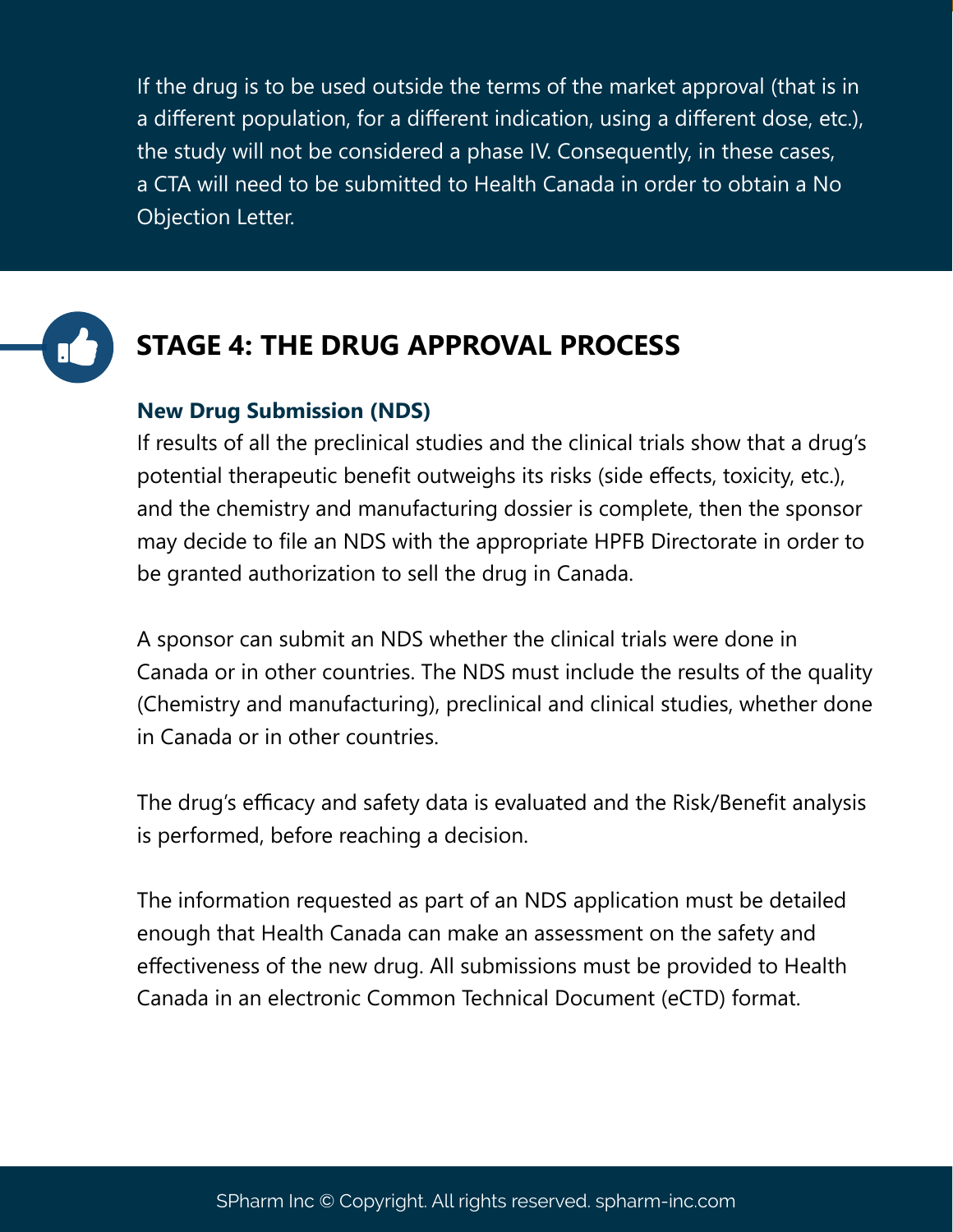If the drug is to be used outside the terms of the market approval (that is in a different population, for a different indication, using a different dose, etc.), the study will not be considered a phase IV. Consequently, in these cases, a CTA will need to be submitted to Health Canada in order to obtain a No Objection Letter.

## STAGE 4: THE DRUG APPROVAL PROCESS

### New Drug Submission (NDS)

If results of all the preclinical studies and the clinical trials show that a drug's potential therapeutic benefit outweighs its risks (side effects, toxicity, etc.), and the chemistry and manufacturing dossier is complete, then the sponsor may decide to file an NDS with the appropriate HPFB Directorate in order to be granted authorization to sell the drug in Canada.

A sponsor can submit an NDS whether the clinical trials were done in Canada or in other countries. The NDS must include the results of the quality (Chemistry and manufacturing), preclinical and clinical studies, whether done in Canada or in other countries.

The drug's efficacy and safety data is evaluated and the Risk/Benefit analysis is performed, before reaching a decision.

The information requested as part of an NDS application must be detailed enough that Health Canada can make an assessment on the safety and effectiveness of the new drug. All submissions must be provided to Health Canada in an electronic Common Technical Document (eCTD) format.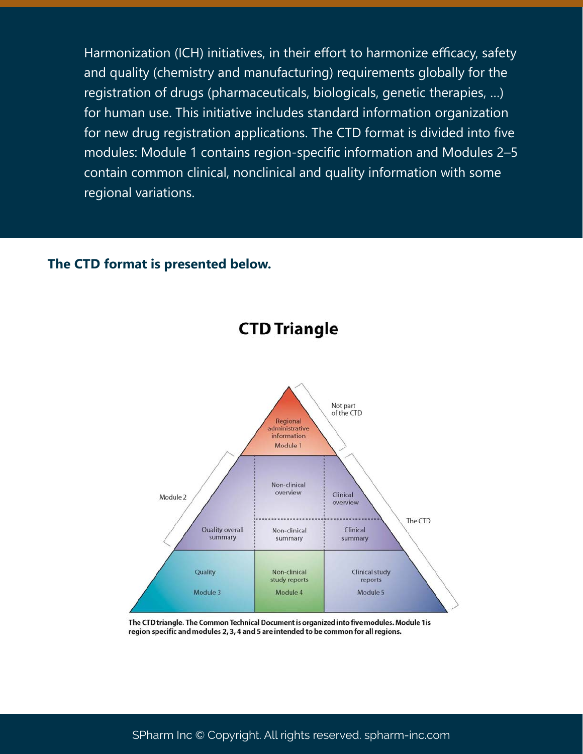Harmonization (ICH) initiatives, in their effort to harmonize efficacy, safety and quality (chemistry and manufacturing) requirements globally for the registration of drugs (pharmaceuticals, biologicals, genetic therapies, ...) for human use. This initiative includes standard information organization for new drug registration applications. The CTD format is divided into five modules: Module 1 contains region-specific information and Modules 2–5 contain common clinical, nonclinical and quality information with some regional variations.

**The CTD format is presented below.**

## CTD Triangle

Not part of the CTD

Regional administrative information
Module 1

Module 2

Non-clinical overview

Clinical overview

The CTD

Quality overall summary

Non-clinical summary

Clinical summary

Quality
Module 3

Non-clinical study reports
Module 4

Clinical study reports
Module 5

**The CTD triangle. The Common Technical Document is organized into five modules. Module 1 is region specific and modules 2, 3, 4 and 5 are intended to be common for all regions.**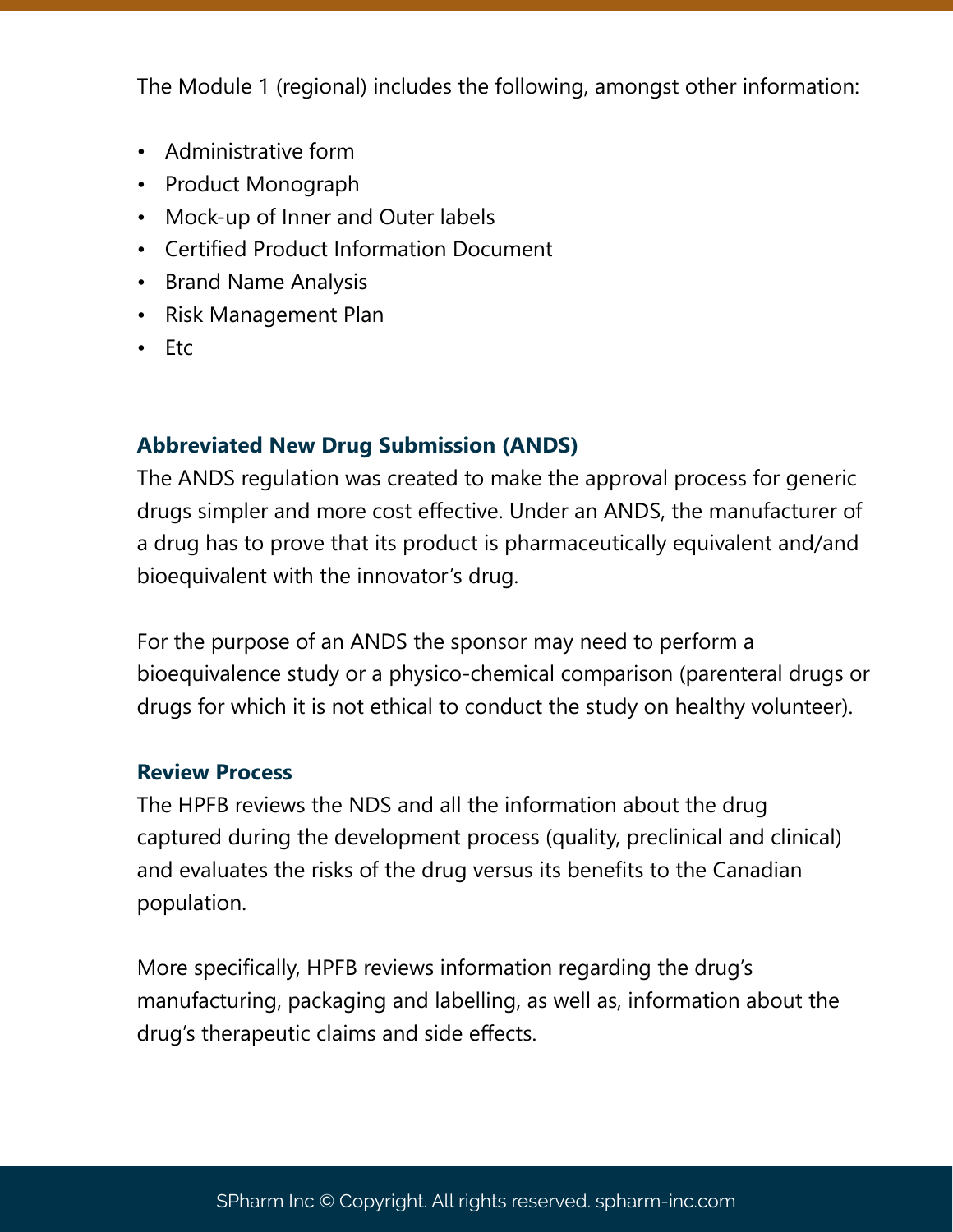The Module 1 (regional) includes the following, amongst other information:

- Administrative form
- Product Monograph
- Mock-up of Inner and Outer labels
- Certified Product Information Document
- Brand Name Analysis
- Risk Management Plan
- Etc

### Abbreviated New Drug Submission (ANDS)

The ANDS regulation was created to make the approval process for generic drugs simpler and more cost effective. Under an ANDS, the manufacturer of a drug has to prove that its product is pharmaceutically equivalent and/and bioequivalent with the innovator's drug.

For the purpose of an ANDS the sponsor may need to perform a bioequivalence study or a physico-chemical comparison (parenteral drugs or drugs for which it is not ethical to conduct the study on healthy volunteer).

### Review Process

The HPFB reviews the NDS and all the information about the drug captured during the development process (quality, preclinical and clinical) and evaluates the risks of the drug versus its benefits to the Canadian population.

More specifically, HPFB reviews information regarding the drug's manufacturing, packaging and labelling, as well as, information about the drug's therapeutic claims and side effects.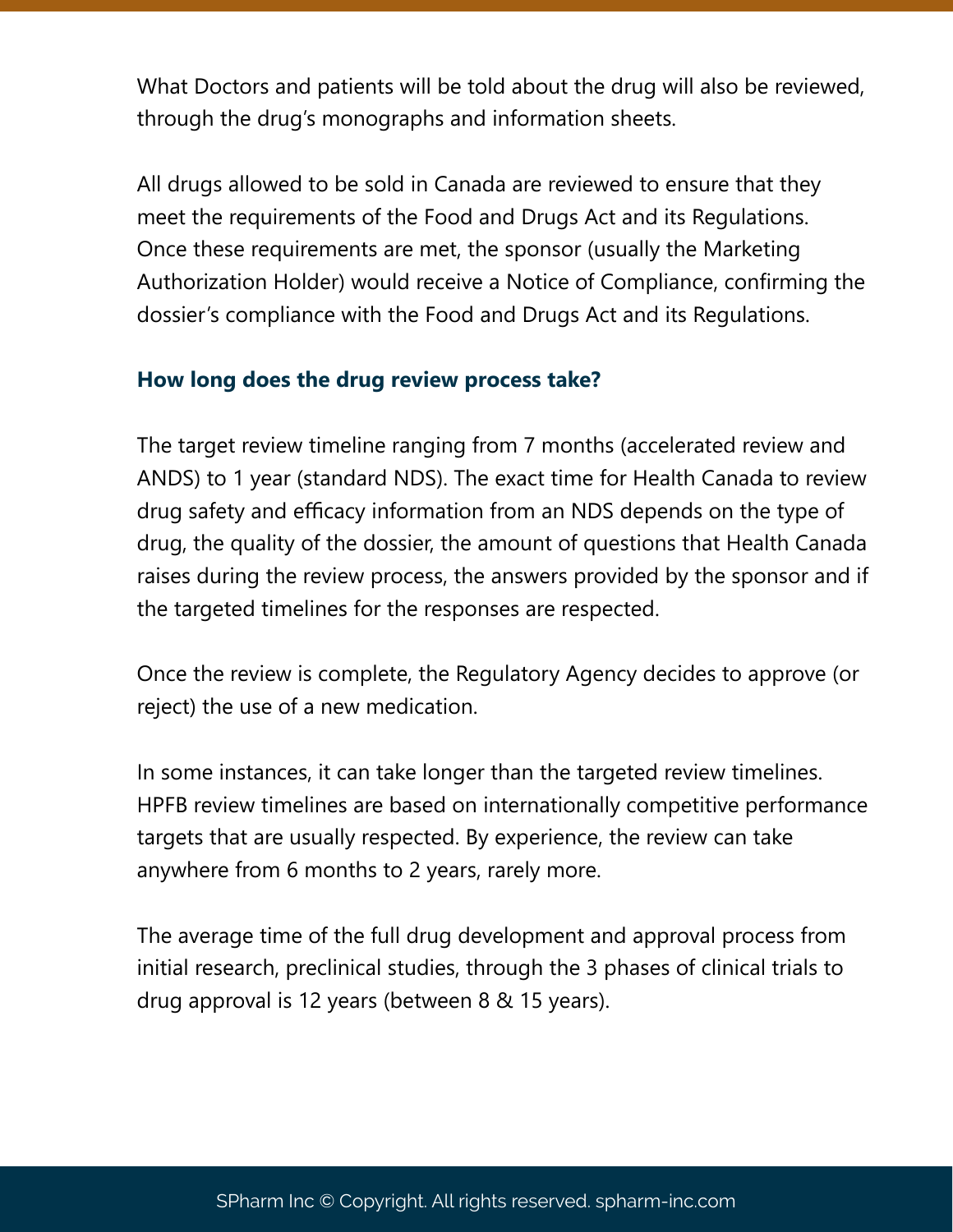What Doctors and patients will be told about the drug will also be reviewed, through the drug's monographs and information sheets.

All drugs allowed to be sold in Canada are reviewed to ensure that they meet the requirements of the Food and Drugs Act and its Regulations. Once these requirements are met, the sponsor (usually the Marketing Authorization Holder) would receive a Notice of Compliance, confirming the dossier's compliance with the Food and Drugs Act and its Regulations.

### How long does the drug review process take?

The target review timeline ranging from 7 months (accelerated review and ANDS) to 1 year (standard NDS). The exact time for Health Canada to review drug safety and efficacy information from an NDS depends on the type of drug, the quality of the dossier, the amount of questions that Health Canada raises during the review process, the answers provided by the sponsor and if the targeted timelines for the responses are respected.

Once the review is complete, the Regulatory Agency decides to approve (or reject) the use of a new medication.

In some instances, it can take longer than the targeted review timelines. HPFB review timelines are based on internationally competitive performance targets that are usually respected. By experience, the review can take anywhere from 6 months to 2 years, rarely more.

The average time of the full drug development and approval process from initial research, preclinical studies, through the 3 phases of clinical trials to drug approval is 12 years (between 8 & 15 years).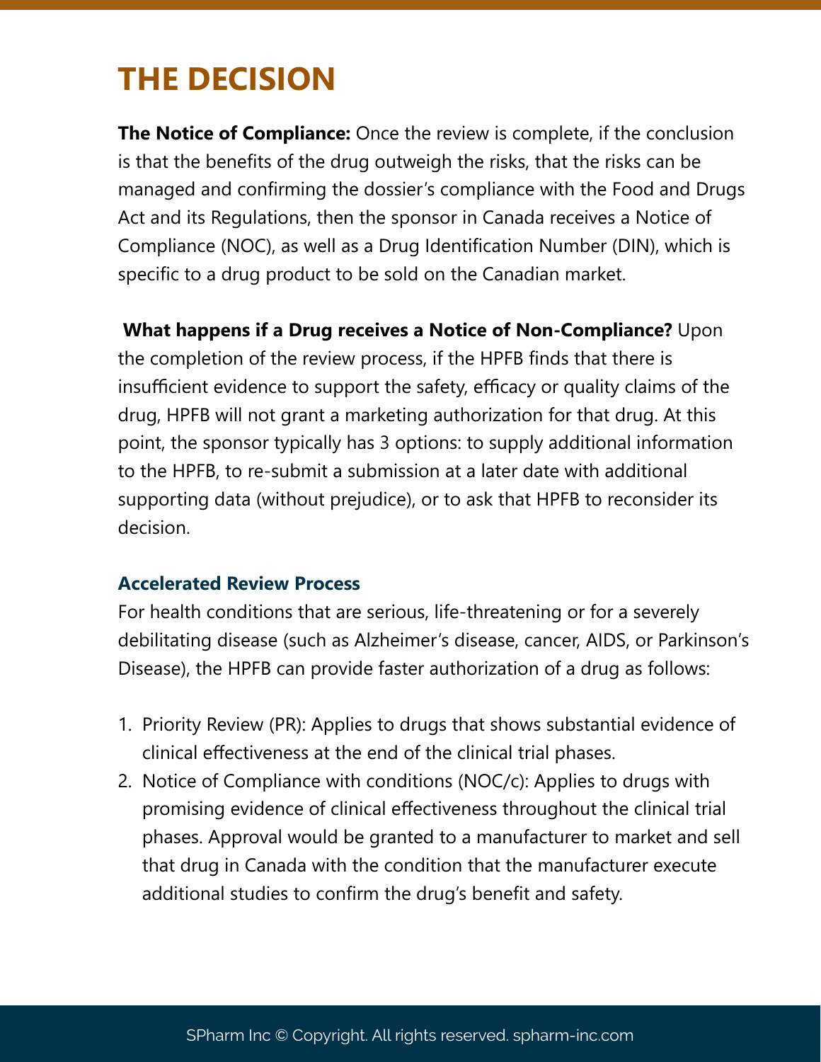# THE DECISION

**The Notice of Compliance:** Once the review is complete, if the conclusion is that the benefits of the drug outweigh the risks, that the risks can be managed and confirming the dossier's compliance with the Food and Drugs Act and its Regulations, then the sponsor in Canada receives a Notice of Compliance (NOC), as well as a Drug Identification Number (DIN), which is specific to a drug product to be sold on the Canadian market.

**What happens if a Drug receives a Notice of Non-Compliance?** Upon the completion of the review process, if the HPFB finds that there is insufficient evidence to support the safety, efficacy or quality claims of the drug, HPFB will not grant a marketing authorization for that drug. At this point, the sponsor typically has 3 options: to supply additional information to the HPFB, to re-submit a submission at a later date with additional supporting data (without prejudice), or to ask that HPFB to reconsider its decision.

### Accelerated Review Process

For health conditions that are serious, life-threatening or for a severely debilitating disease (such as Alzheimer's disease, cancer, AIDS, or Parkinson's Disease), the HPFB can provide faster authorization of a drug as follows:

1. Priority Review (PR): Applies to drugs that shows substantial evidence of clinical effectiveness at the end of the clinical trial phases.
2. Notice of Compliance with conditions (NOC/c): Applies to drugs with promising evidence of clinical effectiveness throughout the clinical trial phases. Approval would be granted to a manufacturer to market and sell that drug in Canada with the condition that the manufacturer execute additional studies to confirm the drug's benefit and safety.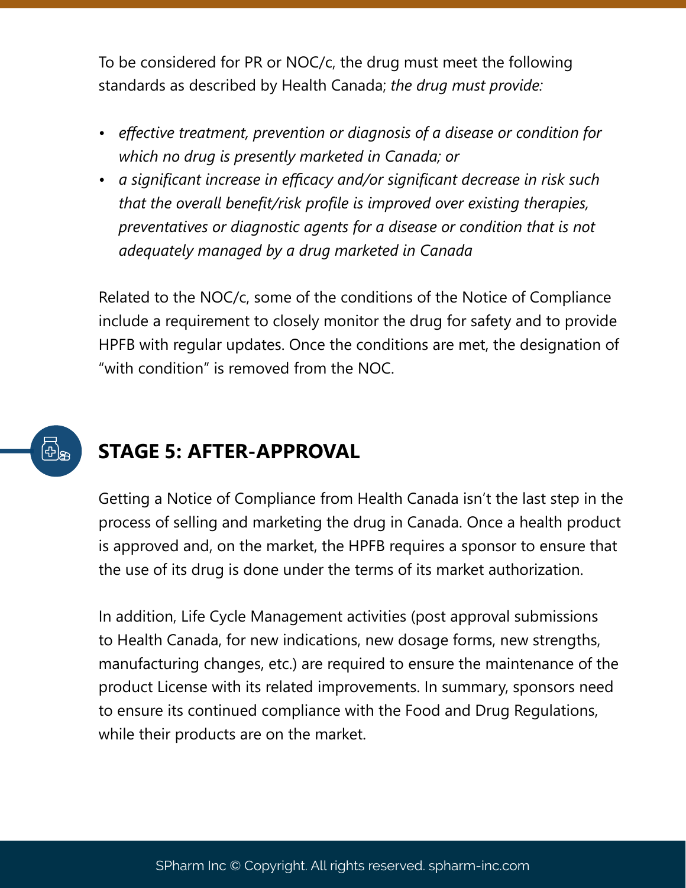To be considered for PR or NOC/c, the drug must meet the following standards as described by Health Canada; *the drug must provide:*

- *effective treatment, prevention or diagnosis of a disease or condition for which no drug is presently marketed in Canada; or*
- *a significant increase in efficacy and/or significant decrease in risk such that the overall benefit/risk profile is improved over existing therapies, preventatives or diagnostic agents for a disease or condition that is not adequately managed by a drug marketed in Canada*

Related to the NOC/c, some of the conditions of the Notice of Compliance include a requirement to closely monitor the drug for safety and to provide HPFB with regular updates. Once the conditions are met, the designation of "with condition" is removed from the NOC.

## STAGE 5: AFTER-APPROVAL

Getting a Notice of Compliance from Health Canada isn't the last step in the process of selling and marketing the drug in Canada. Once a health product is approved and, on the market, the HPFB requires a sponsor to ensure that the use of its drug is done under the terms of its market authorization.

In addition, Life Cycle Management activities (post approval submissions to Health Canada, for new indications, new dosage forms, new strengths, manufacturing changes, etc.) are required to ensure the maintenance of the product License with its related improvements. In summary, sponsors need to ensure its continued compliance with the Food and Drug Regulations, while their products are on the market.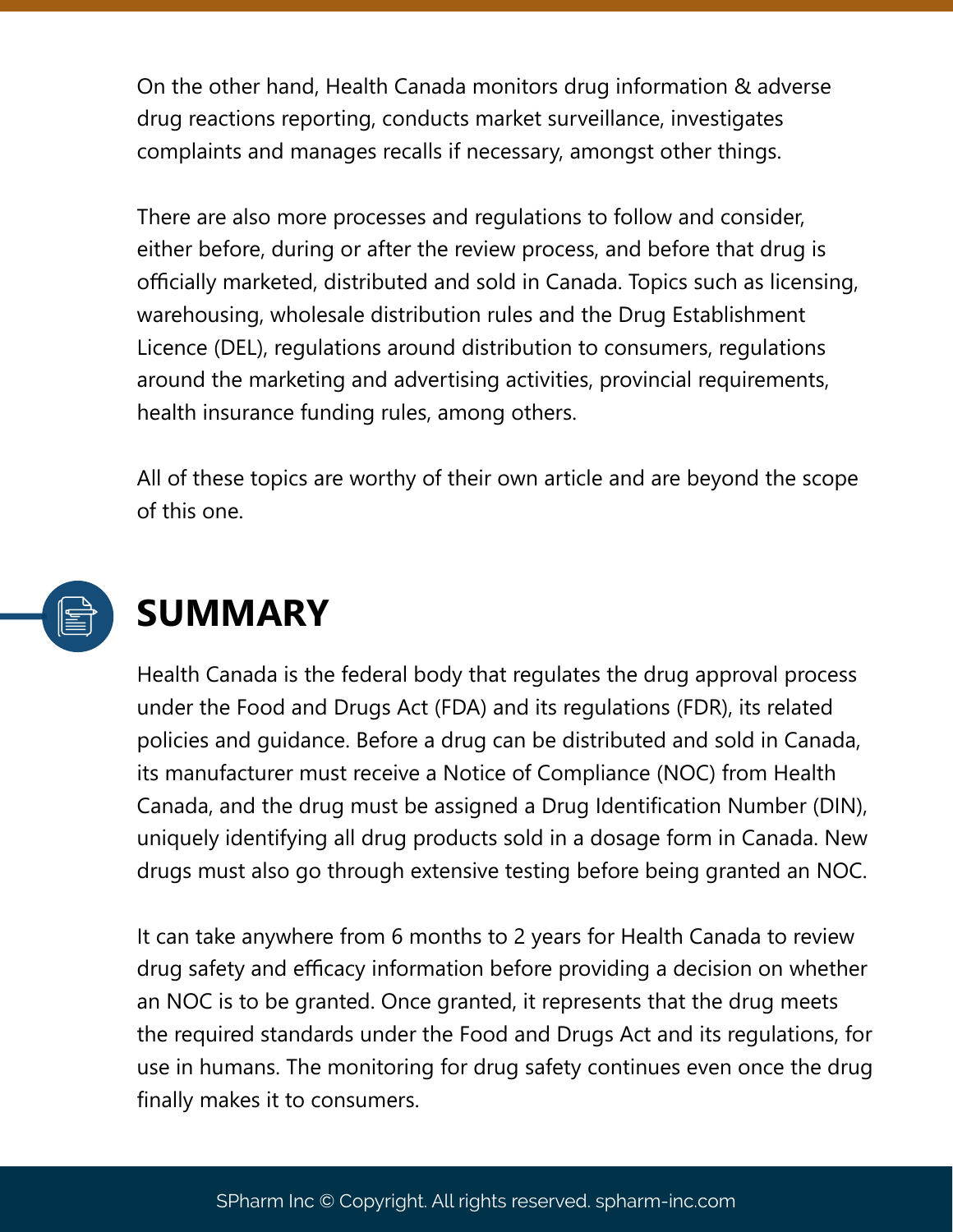On the other hand, Health Canada monitors drug information & adverse drug reactions reporting, conducts market surveillance, investigates complaints and manages recalls if necessary, amongst other things.

There are also more processes and regulations to follow and consider, either before, during or after the review process, and before that drug is officially marketed, distributed and sold in Canada. Topics such as licensing, warehousing, wholesale distribution rules and the Drug Establishment Licence (DEL), regulations around distribution to consumers, regulations around the marketing and advertising activities, provincial requirements, health insurance funding rules, among others.

All of these topics are worthy of their own article and are beyond the scope of this one.

## SUMMARY

Health Canada is the federal body that regulates the drug approval process under the Food and Drugs Act (FDA) and its regulations (FDR), its related policies and guidance. Before a drug can be distributed and sold in Canada, its manufacturer must receive a Notice of Compliance (NOC) from Health Canada, and the drug must be assigned a Drug Identification Number (DIN), uniquely identifying all drug products sold in a dosage form in Canada. New drugs must also go through extensive testing before being granted an NOC.

It can take anywhere from 6 months to 2 years for Health Canada to review drug safety and efficacy information before providing a decision on whether an NOC is to be granted. Once granted, it represents that the drug meets the required standards under the Food and Drugs Act and its regulations, for use in humans. The monitoring for drug safety continues even once the drug finally makes it to consumers.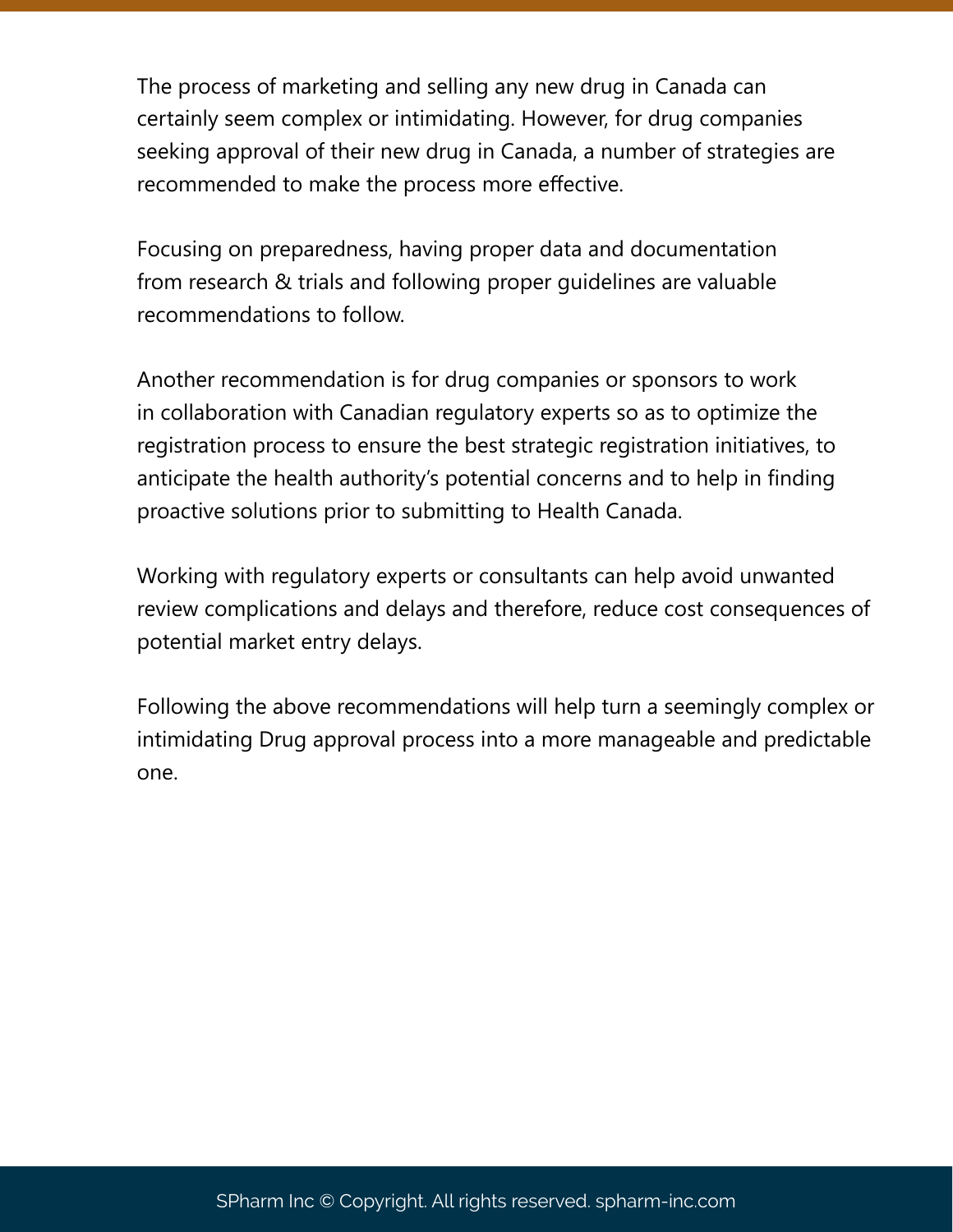The process of marketing and selling any new drug in Canada can certainly seem complex or intimidating. However, for drug companies seeking approval of their new drug in Canada, a number of strategies are recommended to make the process more effective.

Focusing on preparedness, having proper data and documentation from research & trials and following proper guidelines are valuable recommendations to follow.

Another recommendation is for drug companies or sponsors to work in collaboration with Canadian regulatory experts so as to optimize the registration process to ensure the best strategic registration initiatives, to anticipate the health authority's potential concerns and to help in finding proactive solutions prior to submitting to Health Canada.

Working with regulatory experts or consultants can help avoid unwanted review complications and delays and therefore, reduce cost consequences of potential market entry delays.

Following the above recommendations will help turn a seemingly complex or intimidating Drug approval process into a more manageable and predictable one.